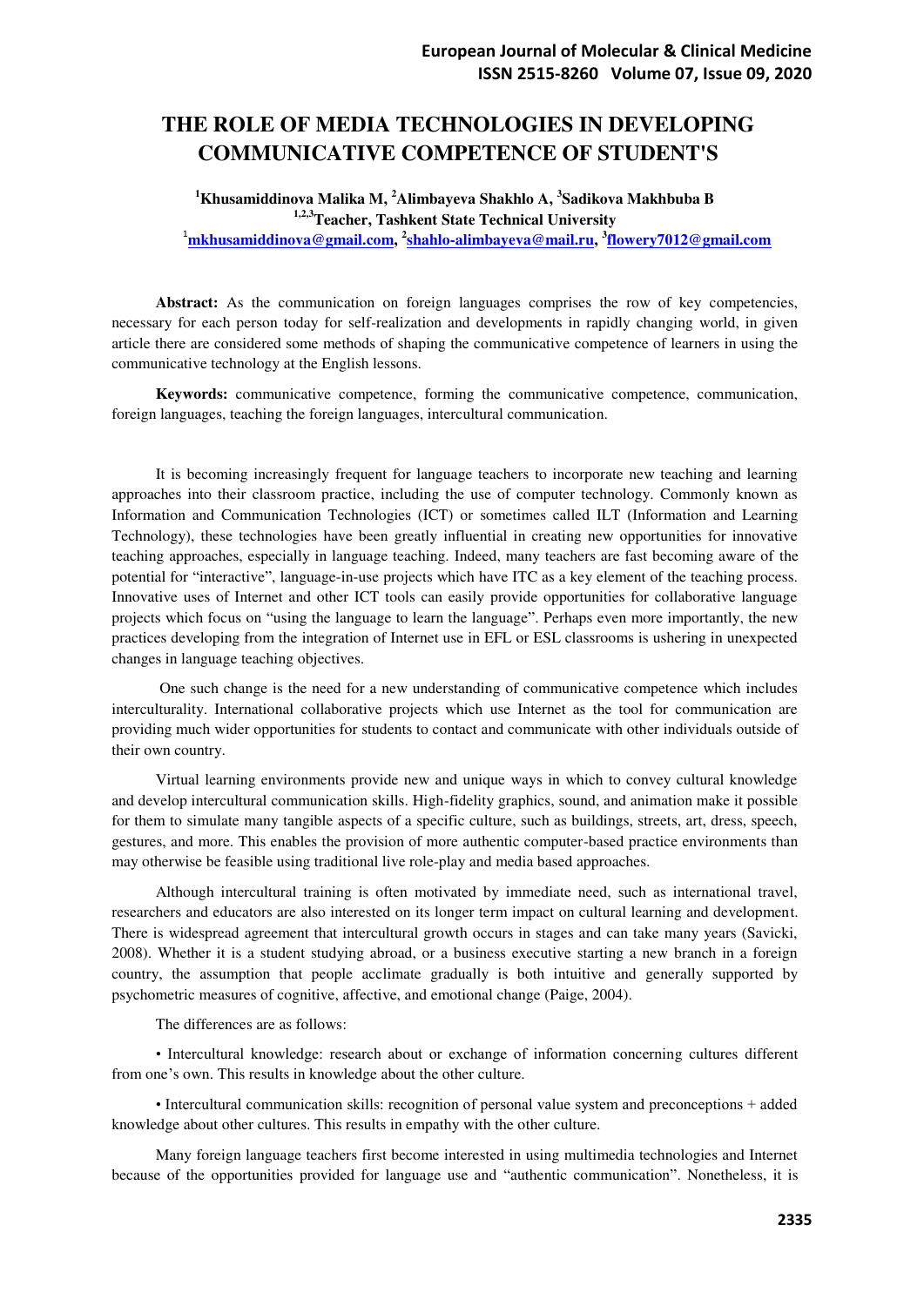# THE ROLE OF MEDIA TECHNOLOGIES IN DEVELOPING COMMUNICATIVE COMPETENCE OF STUDENT'S

**[1]Khusamiddinova Malika M, [2]Alimbayeva Shakhlo A, [3]Sadikova Makhbuba B**
**[1,2,3]Teacher, Tashkent State Technical University**
[1]mkhusamiddinova@gmail.com, [2]shahlo-alimbayeva@mail.ru, [3]flowery7012@gmail.com

**Abstract:** As the communication on foreign languages comprises the row of key competencies, necessary for each person today for self-realization and developments in rapidly changing world, in given article there are considered some methods of shaping the communicative competence of learners in using the communicative technology at the English lessons.

**Keywords:** communicative competence, forming the communicative competence, communication, foreign languages, teaching the foreign languages, intercultural communication.

It is becoming increasingly frequent for language teachers to incorporate new teaching and learning approaches into their classroom practice, including the use of computer technology. Commonly known as Information and Communication Technologies (ICT) or sometimes called ILT (Information and Learning Technology), these technologies have been greatly influential in creating new opportunities for innovative teaching approaches, especially in language teaching. Indeed, many teachers are fast becoming aware of the potential for "interactive", language-in-use projects which have ITC as a key element of the teaching process. Innovative uses of Internet and other ICT tools can easily provide opportunities for collaborative language projects which focus on "using the language to learn the language". Perhaps even more importantly, the new practices developing from the integration of Internet use in EFL or ESL classrooms is ushering in unexpected changes in language teaching objectives.

One such change is the need for a new understanding of communicative competence which includes interculturality. International collaborative projects which use Internet as the tool for communication are providing much wider opportunities for students to contact and communicate with other individuals outside of their own country.

Virtual learning environments provide new and unique ways in which to convey cultural knowledge and develop intercultural communication skills. High-fidelity graphics, sound, and animation make it possible for them to simulate many tangible aspects of a specific culture, such as buildings, streets, art, dress, speech, gestures, and more. This enables the provision of more authentic computer-based practice environments than may otherwise be feasible using traditional live role-play and media based approaches.

Although intercultural training is often motivated by immediate need, such as international travel, researchers and educators are also interested on its longer term impact on cultural learning and development. There is widespread agreement that intercultural growth occurs in stages and can take many years (Savicki, 2008). Whether it is a student studying abroad, or a business executive starting a new branch in a foreign country, the assumption that people acclimate gradually is both intuitive and generally supported by psychometric measures of cognitive, affective, and emotional change (Paige, 2004).

The differences are as follows:

• Intercultural knowledge: research about or exchange of information concerning cultures different from one's own. This results in knowledge about the other culture.

• Intercultural communication skills: recognition of personal value system and preconceptions + added knowledge about other cultures. This results in empathy with the other culture.

Many foreign language teachers first become interested in using multimedia technologies and Internet because of the opportunities provided for language use and "authentic communication". Nonetheless, it is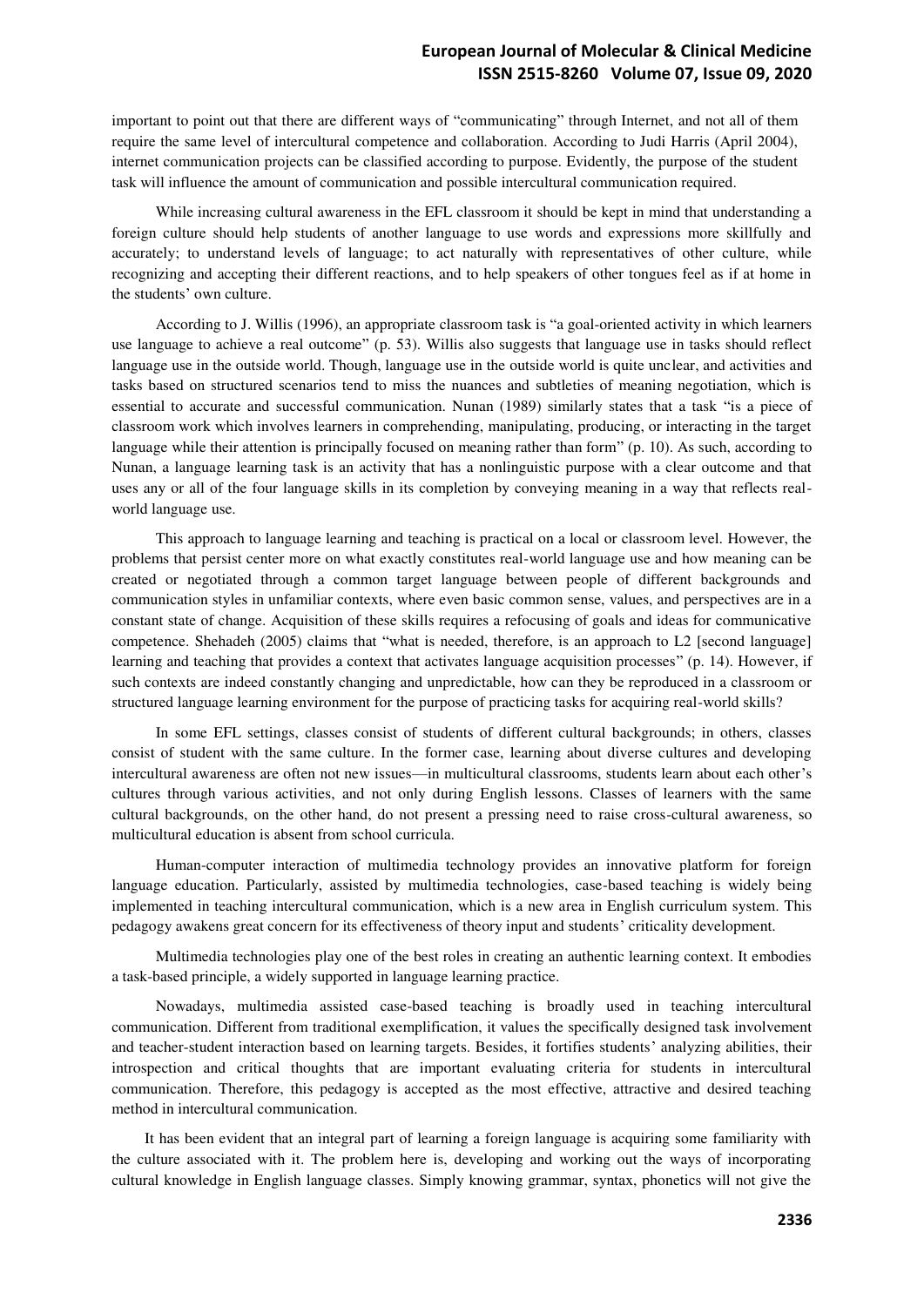important to point out that there are different ways of "communicating" through Internet, and not all of them require the same level of intercultural competence and collaboration. According to Judi Harris (April 2004), internet communication projects can be classified according to purpose. Evidently, the purpose of the student task will influence the amount of communication and possible intercultural communication required.

While increasing cultural awareness in the EFL classroom it should be kept in mind that understanding a foreign culture should help students of another language to use words and expressions more skillfully and accurately; to understand levels of language; to act naturally with representatives of other culture, while recognizing and accepting their different reactions, and to help speakers of other tongues feel as if at home in the students' own culture.

According to J. Willis (1996), an appropriate classroom task is "a goal-oriented activity in which learners use language to achieve a real outcome" (p. 53). Willis also suggests that language use in tasks should reflect language use in the outside world. Though, language use in the outside world is quite unclear, and activities and tasks based on structured scenarios tend to miss the nuances and subtleties of meaning negotiation, which is essential to accurate and successful communication. Nunan (1989) similarly states that a task "is a piece of classroom work which involves learners in comprehending, manipulating, producing, or interacting in the target language while their attention is principally focused on meaning rather than form" (p. 10). As such, according to Nunan, a language learning task is an activity that has a nonlinguistic purpose with a clear outcome and that uses any or all of the four language skills in its completion by conveying meaning in a way that reflects real-world language use.

This approach to language learning and teaching is practical on a local or classroom level. However, the problems that persist center more on what exactly constitutes real-world language use and how meaning can be created or negotiated through a common target language between people of different backgrounds and communication styles in unfamiliar contexts, where even basic common sense, values, and perspectives are in a constant state of change. Acquisition of these skills requires a refocusing of goals and ideas for communicative competence. Shehadeh (2005) claims that "what is needed, therefore, is an approach to L2 [second language] learning and teaching that provides a context that activates language acquisition processes" (p. 14). However, if such contexts are indeed constantly changing and unpredictable, how can they be reproduced in a classroom or structured language learning environment for the purpose of practicing tasks for acquiring real-world skills?

In some EFL settings, classes consist of students of different cultural backgrounds; in others, classes consist of student with the same culture. In the former case, learning about diverse cultures and developing intercultural awareness are often not new issues—in multicultural classrooms, students learn about each other's cultures through various activities, and not only during English lessons. Classes of learners with the same cultural backgrounds, on the other hand, do not present a pressing need to raise cross-cultural awareness, so multicultural education is absent from school curricula.

Human-computer interaction of multimedia technology provides an innovative platform for foreign language education. Particularly, assisted by multimedia technologies, case-based teaching is widely being implemented in teaching intercultural communication, which is a new area in English curriculum system. This pedagogy awakens great concern for its effectiveness of theory input and students' criticality development.

Multimedia technologies play one of the best roles in creating an authentic learning context. It embodies a task-based principle, a widely supported in language learning practice.

Nowadays, multimedia assisted case-based teaching is broadly used in teaching intercultural communication. Different from traditional exemplification, it values the specifically designed task involvement and teacher-student interaction based on learning targets. Besides, it fortifies students' analyzing abilities, their introspection and critical thoughts that are important evaluating criteria for students in intercultural communication. Therefore, this pedagogy is accepted as the most effective, attractive and desired teaching method in intercultural communication.

It has been evident that an integral part of learning a foreign language is acquiring some familiarity with the culture associated with it. The problem here is, developing and working out the ways of incorporating cultural knowledge in English language classes. Simply knowing grammar, syntax, phonetics will not give the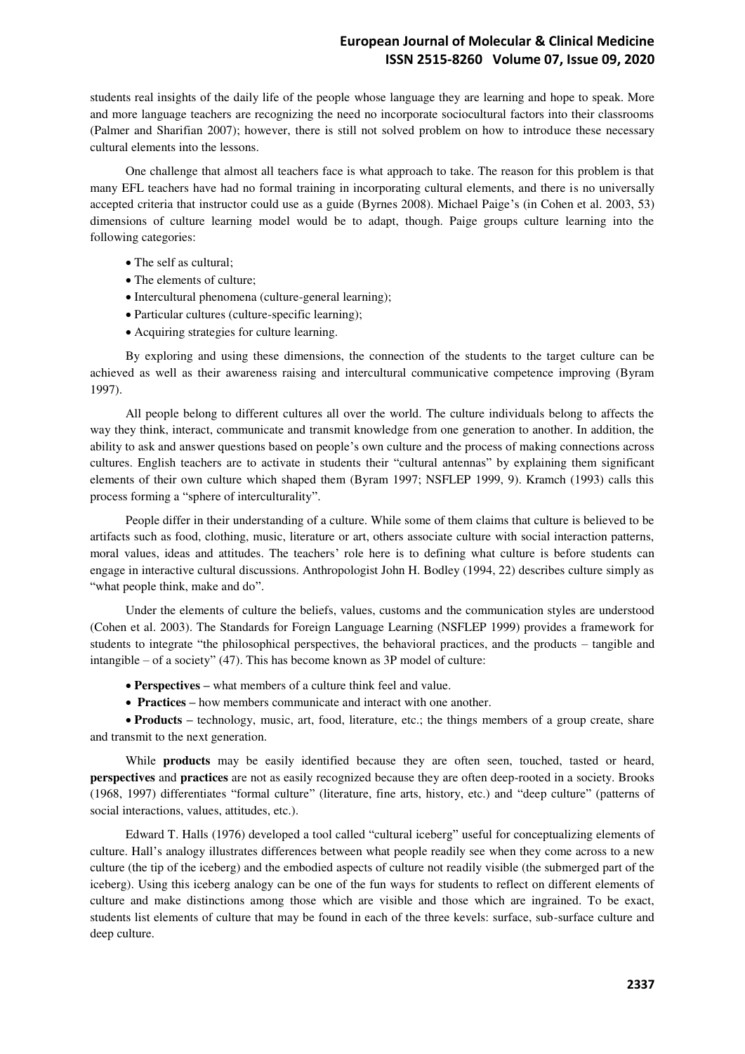students real insights of the daily life of the people whose language they are learning and hope to speak. More and more language teachers are recognizing the need no incorporate sociocultural factors into their classrooms (Palmer and Sharifian 2007); however, there is still not solved problem on how to introduce these necessary cultural elements into the lessons.

One challenge that almost all teachers face is what approach to take. The reason for this problem is that many EFL teachers have had no formal training in incorporating cultural elements, and there is no universally accepted criteria that instructor could use as a guide (Byrnes 2008). Michael Paige's (in Cohen et al. 2003, 53) dimensions of culture learning model would be to adapt, though. Paige groups culture learning into the following categories:

- The self as cultural;
- The elements of culture;
- Intercultural phenomena (culture-general learning);
- Particular cultures (culture-specific learning);
- Acquiring strategies for culture learning.

By exploring and using these dimensions, the connection of the students to the target culture can be achieved as well as their awareness raising and intercultural communicative competence improving (Byram 1997).

All people belong to different cultures all over the world. The culture individuals belong to affects the way they think, interact, communicate and transmit knowledge from one generation to another. In addition, the ability to ask and answer questions based on people's own culture and the process of making connections across cultures. English teachers are to activate in students their "cultural antennas" by explaining them significant elements of their own culture which shaped them (Byram 1997; NSFLEP 1999, 9). Kramch (1993) calls this process forming a "sphere of interculturality".

People differ in their understanding of a culture. While some of them claims that culture is believed to be artifacts such as food, clothing, music, literature or art, others associate culture with social interaction patterns, moral values, ideas and attitudes. The teachers' role here is to defining what culture is before students can engage in interactive cultural discussions. Anthropologist John H. Bodley (1994, 22) describes culture simply as "what people think, make and do".

Under the elements of culture the beliefs, values, customs and the communication styles are understood (Cohen et al. 2003). The Standards for Foreign Language Learning (NSFLEP 1999) provides a framework for students to integrate "the philosophical perspectives, the behavioral practices, and the products – tangible and intangible – of a society" (47). This has become known as 3P model of culture:

- **Perspectives –** what members of a culture think feel and value.
- **Practices –** how members communicate and interact with one another.
- **Products –** technology, music, art, food, literature, etc.; the things members of a group create, share and transmit to the next generation.

While **products** may be easily identified because they are often seen, touched, tasted or heard, **perspectives** and **practices** are not as easily recognized because they are often deep-rooted in a society. Brooks (1968, 1997) differentiates "formal culture" (literature, fine arts, history, etc.) and "deep culture" (patterns of social interactions, values, attitudes, etc.).

Edward T. Halls (1976) developed a tool called "cultural iceberg" useful for conceptualizing elements of culture. Hall's analogy illustrates differences between what people readily see when they come across to a new culture (the tip of the iceberg) and the embodied aspects of culture not readily visible (the submerged part of the iceberg). Using this iceberg analogy can be one of the fun ways for students to reflect on different elements of culture and make distinctions among those which are visible and those which are ingrained. To be exact, students list elements of culture that may be found in each of the three kevels: surface, sub-surface culture and deep culture.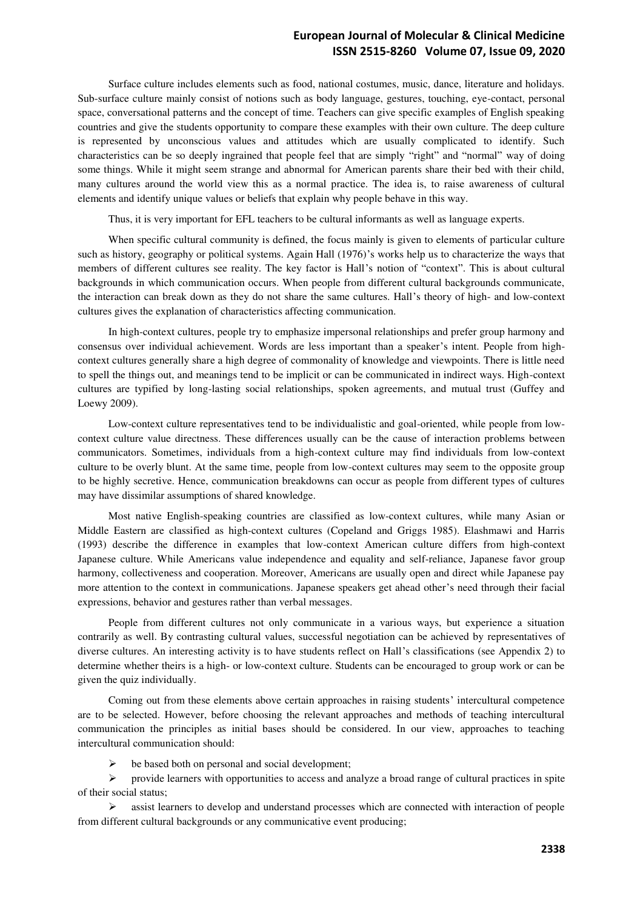Surface culture includes elements such as food, national costumes, music, dance, literature and holidays. Sub-surface culture mainly consist of notions such as body language, gestures, touching, eye-contact, personal space, conversational patterns and the concept of time. Teachers can give specific examples of English speaking countries and give the students opportunity to compare these examples with their own culture. The deep culture is represented by unconscious values and attitudes which are usually complicated to identify. Such characteristics can be so deeply ingrained that people feel that are simply "right" and "normal" way of doing some things. While it might seem strange and abnormal for American parents share their bed with their child, many cultures around the world view this as a normal practice. The idea is, to raise awareness of cultural elements and identify unique values or beliefs that explain why people behave in this way.

Thus, it is very important for EFL teachers to be cultural informants as well as language experts.

When specific cultural community is defined, the focus mainly is given to elements of particular culture such as history, geography or political systems. Again Hall (1976)'s works help us to characterize the ways that members of different cultures see reality. The key factor is Hall's notion of "context". This is about cultural backgrounds in which communication occurs. When people from different cultural backgrounds communicate, the interaction can break down as they do not share the same cultures. Hall's theory of high- and low-context cultures gives the explanation of characteristics affecting communication.

In high-context cultures, people try to emphasize impersonal relationships and prefer group harmony and consensus over individual achievement. Words are less important than a speaker's intent. People from high-context cultures generally share a high degree of commonality of knowledge and viewpoints. There is little need to spell the things out, and meanings tend to be implicit or can be communicated in indirect ways. High-context cultures are typified by long-lasting social relationships, spoken agreements, and mutual trust (Guffey and Loewy 2009).

Low-context culture representatives tend to be individualistic and goal-oriented, while people from low-context culture value directness. These differences usually can be the cause of interaction problems between communicators. Sometimes, individuals from a high-context culture may find individuals from low-context culture to be overly blunt. At the same time, people from low-context cultures may seem to the opposite group to be highly secretive. Hence, communication breakdowns can occur as people from different types of cultures may have dissimilar assumptions of shared knowledge.

Most native English-speaking countries are classified as low-context cultures, while many Asian or Middle Eastern are classified as high-context cultures (Copeland and Griggs 1985). Elashmawi and Harris (1993) describe the difference in examples that low-context American culture differs from high-context Japanese culture. While Americans value independence and equality and self-reliance, Japanese favor group harmony, collectiveness and cooperation. Moreover, Americans are usually open and direct while Japanese pay more attention to the context in communications. Japanese speakers get ahead other's need through their facial expressions, behavior and gestures rather than verbal messages.

People from different cultures not only communicate in a various ways, but experience a situation contrarily as well. By contrasting cultural values, successful negotiation can be achieved by representatives of diverse cultures. An interesting activity is to have students reflect on Hall's classifications (see Appendix 2) to determine whether theirs is a high- or low-context culture. Students can be encouraged to group work or can be given the quiz individually.

Coming out from these elements above certain approaches in raising students' intercultural competence are to be selected. However, before choosing the relevant approaches and methods of teaching intercultural communication the principles as initial bases should be considered. In our view, approaches to teaching intercultural communication should:

- be based both on personal and social development;
- provide learners with opportunities to access and analyze a broad range of cultural practices in spite of their social status;
- assist learners to develop and understand processes which are connected with interaction of people from different cultural backgrounds or any communicative event producing;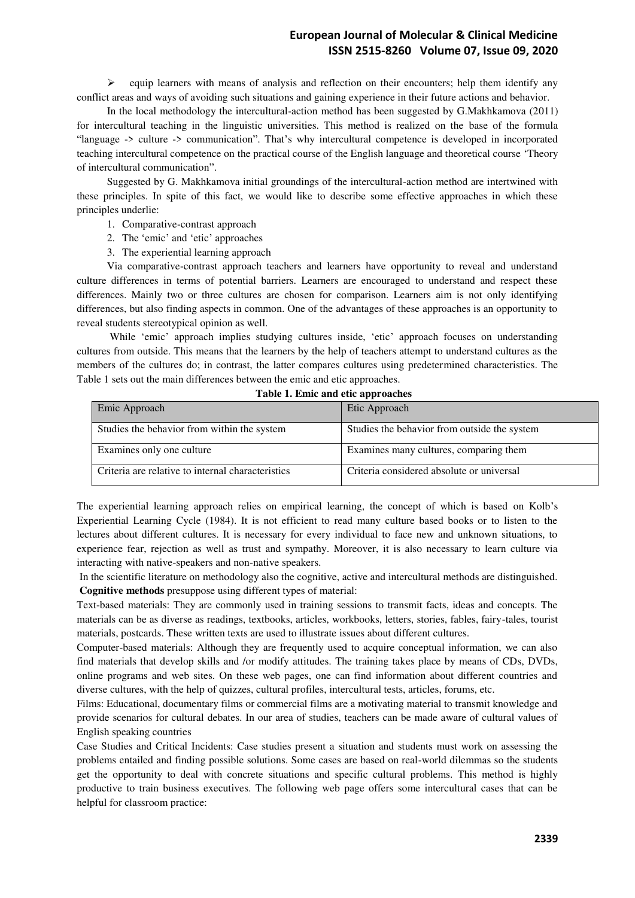- equip learners with means of analysis and reflection on their encounters; help them identify any conflict areas and ways of avoiding such situations and gaining experience in their future actions and behavior.

In the local methodology the intercultural-action method has been suggested by G.Makhkamova (2011) for intercultural teaching in the linguistic universities. This method is realized on the base of the formula "language -> culture -> communication". That's why intercultural competence is developed in incorporated teaching intercultural competence on the practical course of the English language and theoretical course 'Theory of intercultural communication".

Suggested by G. Makhkamova initial groundings of the intercultural-action method are intertwined with these principles. In spite of this fact, we would like to describe some effective approaches in which these principles underlie:

1. Comparative-contrast approach
2. The 'emic' and 'etic' approaches
3. The experiential learning approach

Via comparative-contrast approach teachers and learners have opportunity to reveal and understand culture differences in terms of potential barriers. Learners are encouraged to understand and respect these differences. Mainly two or three cultures are chosen for comparison. Learners aim is not only identifying differences, but also finding aspects in common. One of the advantages of these approaches is an opportunity to reveal students stereotypical opinion as well.

While 'emic' approach implies studying cultures inside, 'etic' approach focuses on understanding cultures from outside. This means that the learners by the help of teachers attempt to understand cultures as the members of the cultures do; in contrast, the latter compares cultures using predetermined characteristics. The Table 1 sets out the main differences between the emic and etic approaches.

**Table 1. Emic and etic approaches**

| Emic Approach | Etic Approach |
|---|---|
| Studies the behavior from within the system | Studies the behavior from outside the system |
| Examines only one culture | Examines many cultures, comparing them |
| Criteria are relative to internal characteristics | Criteria considered absolute or universal |

The experiential learning approach relies on empirical learning, the concept of which is based on Kolb's Experiential Learning Cycle (1984). It is not efficient to read many culture based books or to listen to the lectures about different cultures. It is necessary for every individual to face new and unknown situations, to experience fear, rejection as well as trust and sympathy. Moreover, it is also necessary to learn culture via interacting with native-speakers and non-native speakers.

In the scientific literature on methodology also the cognitive, active and intercultural methods are distinguished.

**Cognitive methods** presuppose using different types of material:

Text-based materials: They are commonly used in training sessions to transmit facts, ideas and concepts. The materials can be as diverse as readings, textbooks, articles, workbooks, letters, stories, fables, fairy-tales, tourist materials, postcards. These written texts are used to illustrate issues about different cultures.

Computer-based materials: Although they are frequently used to acquire conceptual information, we can also find materials that develop skills and /or modify attitudes. The training takes place by means of CDs, DVDs, online programs and web sites. On these web pages, one can find information about different countries and diverse cultures, with the help of quizzes, cultural profiles, intercultural tests, articles, forums, etc.

Films: Educational, documentary films or commercial films are a motivating material to transmit knowledge and provide scenarios for cultural debates. In our area of studies, teachers can be made aware of cultural values of English speaking countries

Case Studies and Critical Incidents: Case studies present a situation and students must work on assessing the problems entailed and finding possible solutions. Some cases are based on real-world dilemmas so the students get the opportunity to deal with concrete situations and specific cultural problems. This method is highly productive to train business executives. The following web page offers some intercultural cases that can be helpful for classroom practice: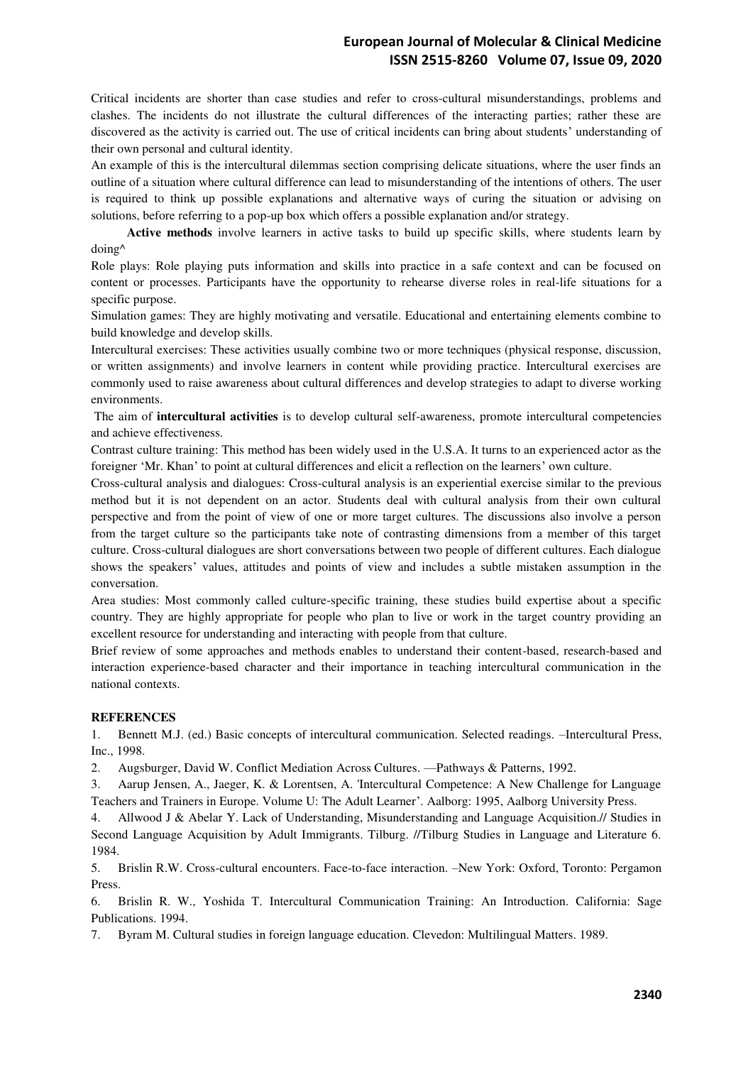Critical incidents are shorter than case studies and refer to cross-cultural misunderstandings, problems and clashes. The incidents do not illustrate the cultural differences of the interacting parties; rather these are discovered as the activity is carried out. The use of critical incidents can bring about students' understanding of their own personal and cultural identity.

An example of this is the intercultural dilemmas section comprising delicate situations, where the user finds an outline of a situation where cultural difference can lead to misunderstanding of the intentions of others. The user is required to think up possible explanations and alternative ways of curing the situation or advising on solutions, before referring to a pop-up box which offers a possible explanation and/or strategy.

**Active methods** involve learners in active tasks to build up specific skills, where students learn by doing^

Role plays: Role playing puts information and skills into practice in a safe context and can be focused on content or processes. Participants have the opportunity to rehearse diverse roles in real-life situations for a specific purpose.

Simulation games: They are highly motivating and versatile. Educational and entertaining elements combine to build knowledge and develop skills.

Intercultural exercises: These activities usually combine two or more techniques (physical response, discussion, or written assignments) and involve learners in content while providing practice. Intercultural exercises are commonly used to raise awareness about cultural differences and develop strategies to adapt to diverse working environments.

The aim of **intercultural activities** is to develop cultural self-awareness, promote intercultural competencies and achieve effectiveness.

Contrast culture training: This method has been widely used in the U.S.A. It turns to an experienced actor as the foreigner 'Mr. Khan' to point at cultural differences and elicit a reflection on the learners' own culture.

Cross-cultural analysis and dialogues: Cross-cultural analysis is an experiential exercise similar to the previous method but it is not dependent on an actor. Students deal with cultural analysis from their own cultural perspective and from the point of view of one or more target cultures. The discussions also involve a person from the target culture so the participants take note of contrasting dimensions from a member of this target culture. Cross-cultural dialogues are short conversations between two people of different cultures. Each dialogue shows the speakers' values, attitudes and points of view and includes a subtle mistaken assumption in the conversation.

Area studies: Most commonly called culture-specific training, these studies build expertise about a specific country. They are highly appropriate for people who plan to live or work in the target country providing an excellent resource for understanding and interacting with people from that culture.

Brief review of some approaches and methods enables to understand their content-based, research-based and interaction experience-based character and their importance in teaching intercultural communication in the national contexts.

**REFERENCES**

1. Bennett M.J. (ed.) Basic concepts of intercultural communication. Selected readings. –Intercultural Press, Inc., 1998.
2. Augsburger, David W. Conflict Mediation Across Cultures. —Pathways & Patterns, 1992.
3. Aarup Jensen, A., Jaeger, K. & Lorentsen, A. 'Intercultural Competence: A New Challenge for Language Teachers and Trainers in Europe. Volume U: The Adult Learner'. Aalborg: 1995, Aalborg University Press.
4. Allwood J & Abelar Y. Lack of Understanding, Misunderstanding and Language Acquisition.// Studies in Second Language Acquisition by Adult Immigrants. Tilburg. //Tilburg Studies in Language and Literature 6. 1984.
5. Brislin R.W. Cross-cultural encounters. Face-to-face interaction. –New York: Oxford, Toronto: Pergamon Press.
6. Brislin R. W., Yoshida T. Intercultural Communication Training: An Introduction. California: Sage Publications. 1994.
7. Byram M. Cultural studies in foreign language education. Clevedon: Multilingual Matters. 1989.